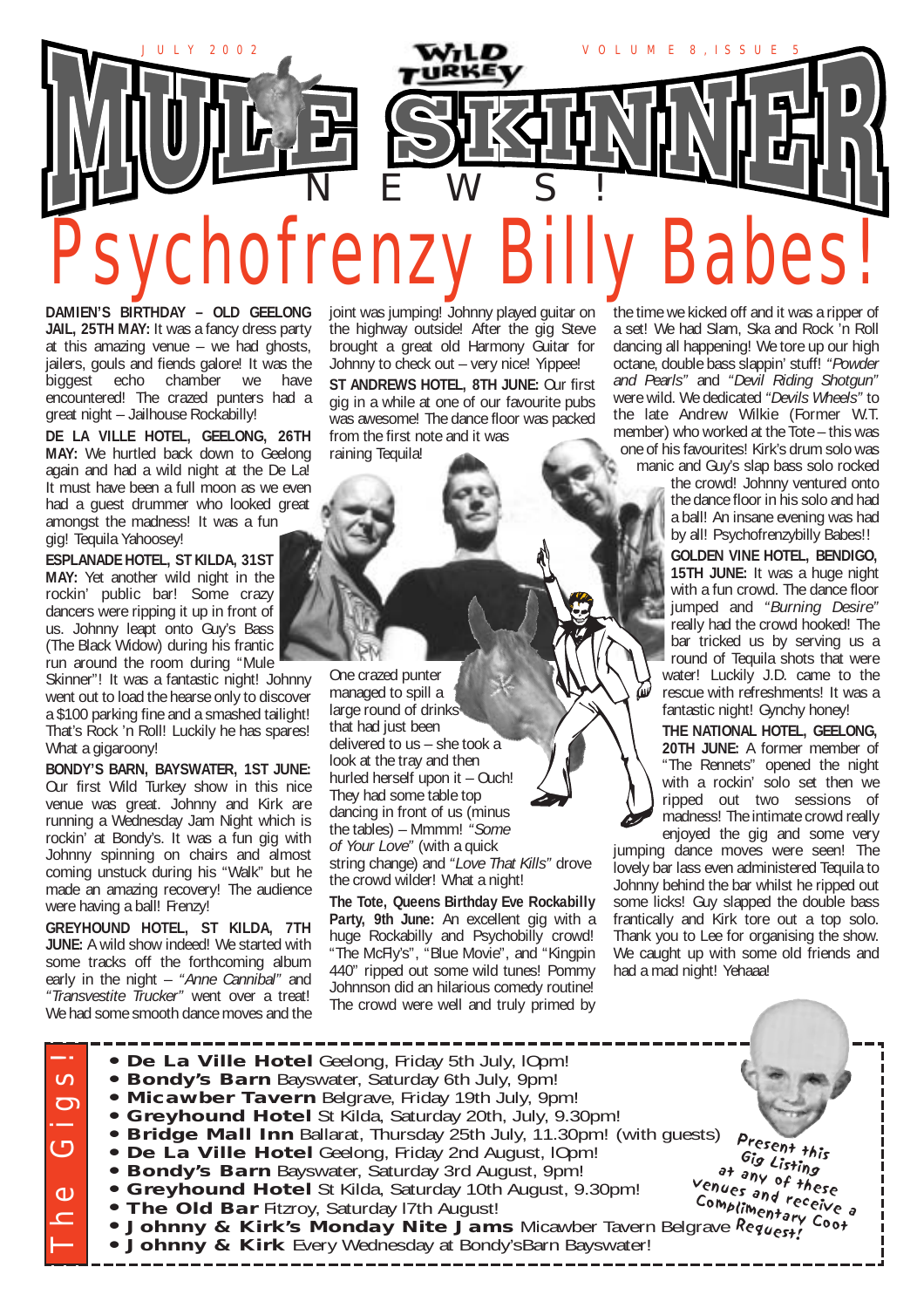JULY 2002 — VOLUME 8, ISSUE 5

# MULE SKINNER NEWS!

# Psychofrenzy Billy Babes!

**DAMIEN'S BIRTHDAY – OLD GEELONG JAIL, 25TH MAY:** It was a fancy dress party at this amazing venue – we had ghosts, jailers, gouls and fiends galore! It was the biggest echo chamber we have encountered! The crazed punters had a great night – Jailhouse Rockabilly!

**DE LA VILLE HOTEL, GEELONG, 26TH MAY:** We hurtled back down to Geelong again and had a wild night at the De La! It must have been a full moon as we even had a guest drummer who looked great amongst the madness! It was a fun gig! Tequila Yahoosey!

**ESPLANADE HOTEL, ST KILDA, 31ST MAY:** Yet another wild night in the rockin' public bar! Some crazy dancers were ripping it up in front of us. Johnny leapt onto Guy's Bass (The Black Widow) during his frantic run around the room during "Mule Skinner"! It was a fantastic night! Johnny went out to load the hearse only to discover a $100 parking fine and a smashed tailight! That's Rock 'n Roll! Luckily he has spares! What a gigaroony!

**BONDY'S BARN, BAYSWATER, 1ST JUNE:** Our first Wild Turkey show in this nice venue was great. Johnny and Kirk are running a Wednesday Jam Night which is rockin' at Bondy's. It was a fun gig with Johnny spinning on chairs and almost coming unstuck during his "Walk" but he made an amazing recovery! The audience were having a ball! Frenzy!

**GREYHOUND HOTEL, ST KILDA, 7TH JUNE:** A wild show indeed! We started with some tracks off the forthcoming album early in the night – *"Anne Cannibal"* and *"Transvestite Trucker"* went over a treat! We had some smooth dance moves and the joint was jumping! Johnny played guitar on the highway outside! After the gig Steve brought a great old Harmony Guitar for Johnny to check out – very nice! Yippee!

**ST ANDREWS HOTEL, 8TH JUNE:** Our first gig in a while at one of our favourite pubs was awesome! The dance floor was packed from the first note and it was raining Tequila!

One crazed punter managed to spill a large round of drinks that had just been delivered to us – she took a look at the tray and then hurled herself upon it – Ouch! They had some table top dancing in front of us (minus the tables) – Mmmm! *"Some of Your Love"* (with a quick string change) and *"Love That Kills"* drove the crowd wilder! What a night!

**The Tote, Queens Birthday Eve Rockabilly Party, 9th June:** An excellent gig with a huge Rockabilly and Psychobilly crowd! "The McFly's", "Blue Movie", and "Kingpin 440" ripped out some wild tunes! Pommy Johnnson did an hilarious comedy routine! The crowd were well and truly primed by the time we kicked off and it was a ripper of a set! We had Slam, Ska and Rock 'n Roll dancing all happening! We tore up our high octane, double bass slappin' stuff! *"Powder and Pearls"* and *"Devil Riding Shotgun"* were wild. We dedicated *"Devils Wheels"* to the late Andrew Wilkie (Former W.T. member) who worked at the Tote – this was one of his favourites! Kirk's drum solo was manic and Guy's slap bass solo rocked the crowd! Johnny ventured onto the dance floor in his solo and had a ball! An insane evening was had by all! Psychofrenzybilly Babes!!

**GOLDEN VINE HOTEL, BENDIGO, 15TH JUNE:** It was a huge night with a fun crowd. The dance floor jumped and *"Burning Desire"* really had the crowd hooked! The bar tricked us by serving us a round of Tequila shots that were water! Luckily J.D. came to the rescue with refreshments! It was a fantastic night! Gynchy honey!

**THE NATIONAL HOTEL, GEELONG, 20TH JUNE:** A former member of "The Rennets" opened the night with a rockin' solo set then we ripped out two sessions of madness! The intimate crowd really enjoyed the gig and some very jumping dance moves were seen! The lovely bar lass even administered Tequila to Johnny behind the bar whilst he ripped out some licks! Guy slapped the double bass frantically and Kirk tore out a top solo. Thank you to Lee for organising the show. We caught up with some old friends and had a mad night! Yehaaa!

## The Gigs!

- **De La Ville Hotel** Geelong, Friday 5th July, 10pm!
- **Bondy's Barn** Bayswater, Saturday 6th July, 9pm!
- **Micawber Tavern** Belgrave, Friday 19th July, 9pm!
- **Greyhound Hotel** St Kilda, Saturday 20th, July, 9.30pm!
- **Bridge Mall Inn** Ballarat, Thursday 25th July, 11.30pm! (with guests)
- **De La Ville Hotel** Geelong, Friday 2nd August, 10pm!
- **Bondy's Barn** Bayswater, Saturday 3rd August, 9pm!
- **Greyhound Hotel** St Kilda, Saturday 10th August, 9.30pm!
- **The Old Bar** Fitzroy, Saturday 17th August!
- **Johnny & Kirk's Monday Nite Jams** Micawber Tavern Belgrave
- **Johnny & Kirk** Every Wednesday at Bondy'sBarn Bayswater!

Present this Gig Listing at any of these Venues and receive a Complimentary Coot Request!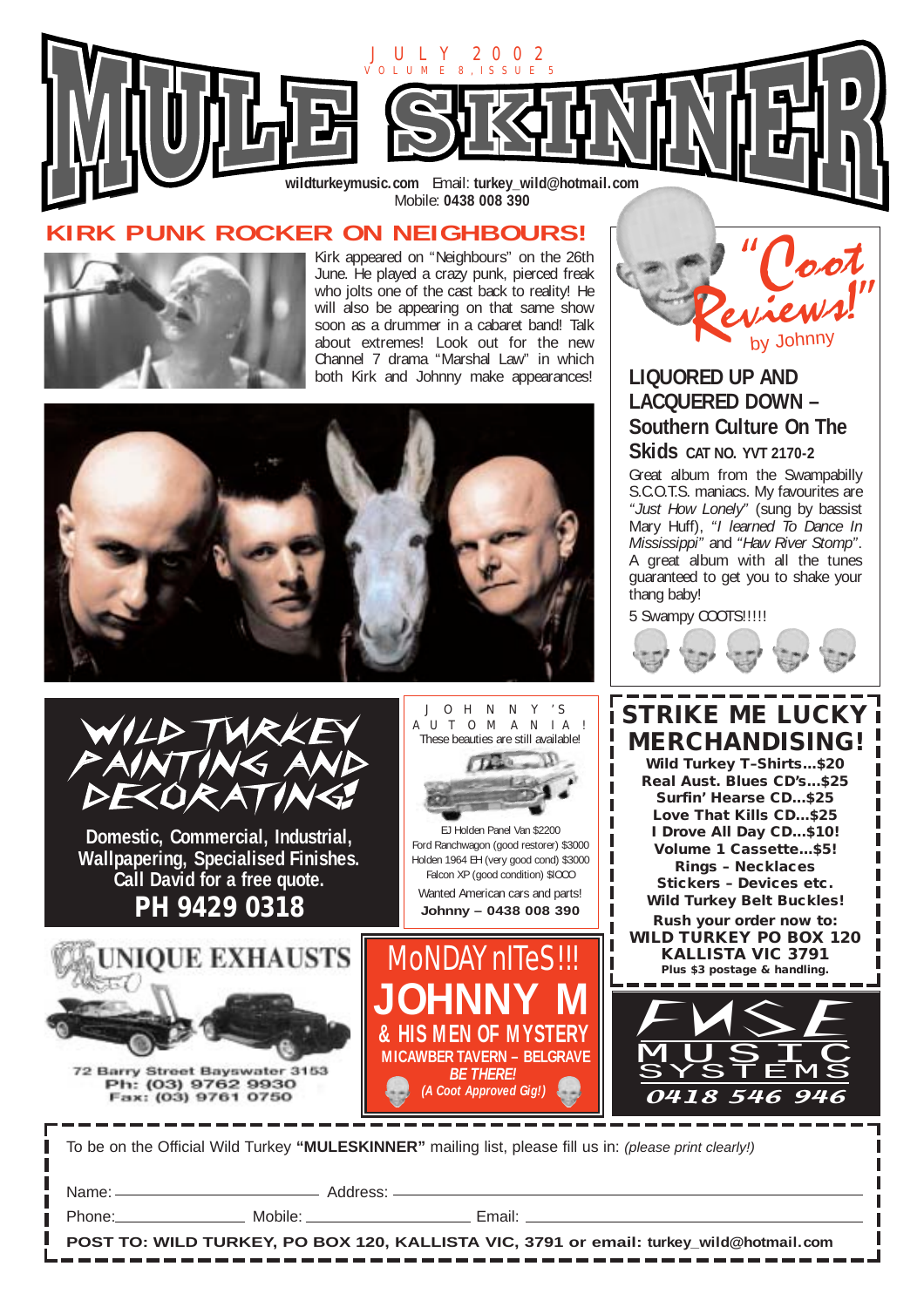# MULE SKINNER

JULY 2002
VOLUME 8, ISSUE 5

**wildturkeymusic.com** Email: **turkey_wild@hotmail.com**
Mobile: **0438 008 390**

## KIRK PUNK ROCKER ON NEIGHBOURS!

Kirk appeared on "Neighbours" on the 26th June. He played a crazy punk, pierced freak who jolts one of the cast back to reality! He will also be appearing on that same show soon as a drummer in a cabaret band! Talk about extremes! Look out for the new Channel 7 drama "Marshal Law" in which both Kirk and Johnny make appearances!

## "Coot Reviews!" by Johnny

### LIQUORED UP AND LACQUERED DOWN – Southern Culture On The Skids CAT NO. YVT 2170-2

Great album from the Swampabilly S.C.O.T.S. maniacs. My favourites are *"Just How Lonely"* (sung by bassist Mary Huff), *"I learned To Dance In Mississippi"* and *"Haw River Stomp"*. A great album with all the tunes guaranteed to get you to shake your thang baby!

5 Swampy COOTS!!!!!

## WILD TURKEY PAINTING AND DECORATING!

**Domestic, Commercial, Industrial, Wallpapering, Specialised Finishes. Call David for a free quote.**

**PH 9429 0318**

## JOHNNY'S AUTOMANIA!

These beauties are still available!

EJ Holden Panel Van $2200
Ford Ranchwagon (good restorer) $3000
Holden 1964 EH (very good cond) $3000
Falcon XP (good condition) $1000

Wanted American cars and parts!
**Johnny – 0438 008 390**

## STRIKE ME LUCKY MERCHANDISING!

**Wild Turkey T–Shirts...$20**
**Real Aust. Blues CD's...$25**
**Surfin' Hearse CD...$25**
**Love That Kills CD...$25**
**I Drove All Day CD...$10!**
**Volume 1 Cassette...$5!**
**Rings – Necklaces**
**Stickers – Devices etc.**
**Wild Turkey Belt Buckles!**

**Rush your order now to:**
**WILD TURKEY PO BOX 120**
**KALLISTA VIC 3791**
**Plus $3 postage & handling.**

## UNIQUE EXHAUSTS

72 Barry Street Bayswater 3153
Ph: (03) 9762 9930
Fax: (03) 9761 0750

## MoNDAY nITeS!!!

**JOHNNY M**
**& HIS MEN OF MYSTERY**
**MICAWBER TAVERN – BELGRAVE**
***BE THERE!***
***(A Coot Approved Gig!)***

## FUSE MUSIC SYSTEMS

**0418 546 946**

---

To be on the Official Wild Turkey **"MULESKINNER"** mailing list, please fill us in: *(please print clearly!)*

Name: ________________ Address: ________________________________

Phone: ____________ Mobile: ______________ Email: ________________________

**POST TO: WILD TURKEY, PO BOX 120, KALLISTA VIC, 3791 or email: turkey_wild@hotmail.com**